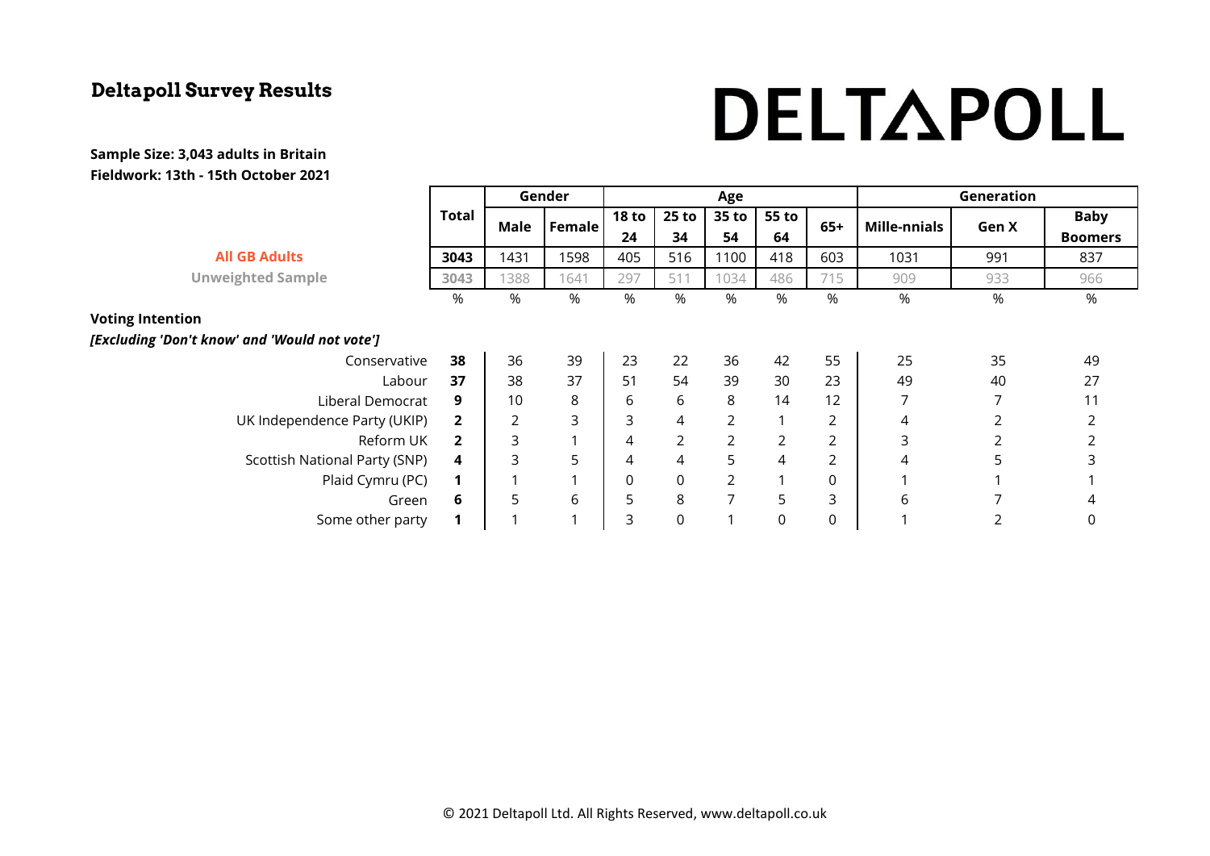## Deltapoll Survey Results

DELTAPOLL

**Sample Size: 3,043 adults in Britain**
**Fieldwork: 13th - 15th October 2021**

| | Total | Gender | | Age | | | | | Generation | | |
|---|---|---|---|---|---|---|---|---|---|---|---|
| | | Male | Female | 18 to 24 | 25 to 34 | 35 to 54 | 55 to 64 | 65+ | Mille-nnials | Gen X | Baby Boomers |
| **All GB Adults** | **3043** | 1431 | 1598 | 405 | 516 | 1100 | 418 | 603 | 1031 | 991 | 837 |
| **Unweighted Sample** | 3043 | 1388 | 1641 | 297 | 511 | 1034 | 486 | 715 | 909 | 933 | 966 |
| | % | % | % | % | % | % | % | % | % | % | % |
| **Voting Intention** | | | | | | | | | | | |
| ***[Excluding 'Don't know' and 'Would not vote']*** | | | | | | | | | | | |
| Conservative | **38** | 36 | 39 | 23 | 22 | 36 | 42 | 55 | 25 | 35 | 49 |
| Labour | **37** | 38 | 37 | 51 | 54 | 39 | 30 | 23 | 49 | 40 | 27 |
| Liberal Democrat | **9** | 10 | 8 | 6 | 6 | 8 | 14 | 12 | 7 | 7 | 11 |
| UK Independence Party (UKIP) | **2** | 2 | 3 | 3 | 4 | 2 | 1 | 2 | 4 | 2 | 2 |
| Reform UK | **2** | 3 | 1 | 4 | 2 | 2 | 2 | 2 | 3 | 2 | 2 |
| Scottish National Party (SNP) | **4** | 3 | 5 | 4 | 4 | 5 | 4 | 2 | 4 | 5 | 3 |
| Plaid Cymru (PC) | **1** | 1 | 1 | 0 | 0 | 2 | 1 | 0 | 1 | 1 | 1 |
| Green | **6** | 5 | 6 | 5 | 8 | 7 | 5 | 3 | 6 | 7 | 4 |
| Some other party | **1** | 1 | 1 | 3 | 0 | 1 | 0 | 0 | 1 | 2 | 0 |

© 2021 Deltapoll Ltd. All Rights Reserved, www.deltapoll.co.uk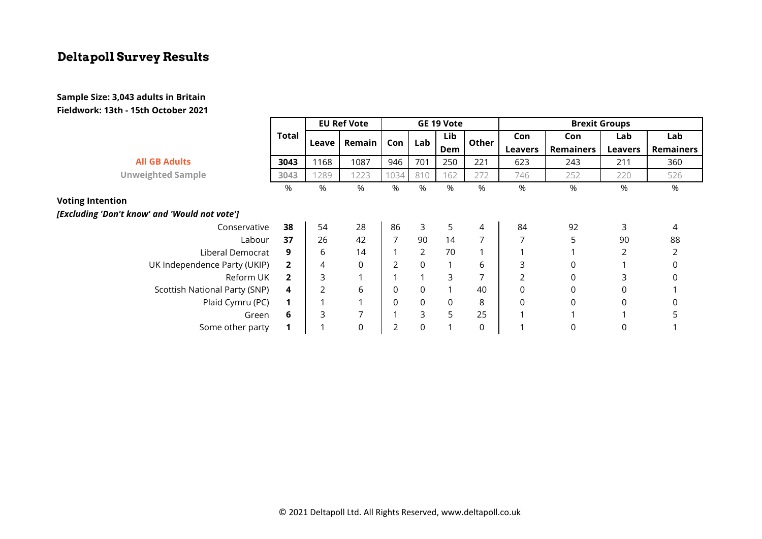## Deltapoll Survey Results

**Sample Size: 3,043 adults in Britain**
**Fieldwork: 13th - 15th October 2021**

| | Total | EU Ref Vote | | GE 19 Vote | | | | Brexit Groups | | | |
|---|---|---|---|---|---|---|---|---|---|---|---|
| | | Leave | Remain | Con | Lab | Lib Dem | Other | Con Leavers | Con Remainers | Lab Leavers | Lab Remainers |
| **All GB Adults** | **3043** | 1168 | 1087 | 946 | 701 | 250 | 221 | 623 | 243 | 211 | 360 |
| **Unweighted Sample** | 3043 | 1289 | 1223 | 1034 | 810 | 162 | 272 | 746 | 252 | 220 | 526 |
| | % | % | % | % | % | % | % | % | % | % | % |
| **Voting Intention** | | | | | | | | | | | |
| ***[Excluding 'Don't know' and 'Would not vote']*** | | | | | | | | | | | |
| Conservative | **38** | 54 | 28 | 86 | 3 | 5 | 4 | 84 | 92 | 3 | 4 |
| Labour | **37** | 26 | 42 | 7 | 90 | 14 | 7 | 7 | 5 | 90 | 88 |
| Liberal Democrat | **9** | 6 | 14 | 1 | 2 | 70 | 1 | 1 | 1 | 2 | 2 |
| UK Independence Party (UKIP) | **2** | 4 | 0 | 2 | 0 | 1 | 6 | 3 | 0 | 1 | 0 |
| Reform UK | **2** | 3 | 1 | 1 | 1 | 3 | 7 | 2 | 0 | 3 | 0 |
| Scottish National Party (SNP) | **4** | 2 | 6 | 0 | 0 | 1 | 40 | 0 | 0 | 0 | 1 |
| Plaid Cymru (PC) | **1** | 1 | 1 | 0 | 0 | 0 | 8 | 0 | 0 | 0 | 0 |
| Green | **6** | 3 | 7 | 1 | 3 | 5 | 25 | 1 | 1 | 1 | 5 |
| Some other party | **1** | 1 | 0 | 2 | 0 | 1 | 0 | 1 | 0 | 0 | 1 |

© 2021 Deltapoll Ltd. All Rights Reserved, www.deltapoll.co.uk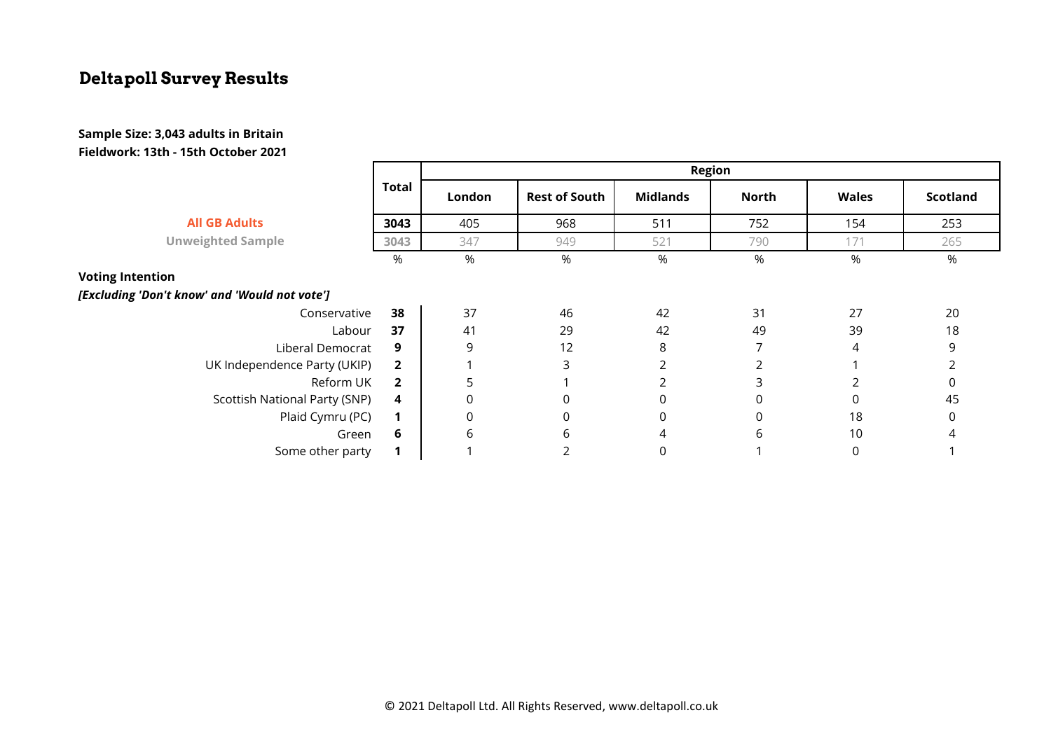## Deltapoll Survey Results

**Sample Size: 3,043 adults in Britain**
**Fieldwork: 13th - 15th October 2021**

| | Total | Region | | | | | |
|---|---|---|---|---|---|---|---|
| | | London | Rest of South | Midlands | North | Wales | Scotland |
| **All GB Adults** | **3043** | 405 | 968 | 511 | 752 | 154 | 253 |
| **Unweighted Sample** | 3043 | 347 | 949 | 521 | 790 | 171 | 265 |
| | % | % | % | % | % | % | % |
| **Voting Intention** | | | | | | | |
| ***[Excluding 'Don't know' and 'Would not vote']*** | | | | | | | |
| Conservative | **38** | 37 | 46 | 42 | 31 | 27 | 20 |
| Labour | **37** | 41 | 29 | 42 | 49 | 39 | 18 |
| Liberal Democrat | **9** | 9 | 12 | 8 | 7 | 4 | 9 |
| UK Independence Party (UKIP) | **2** | 1 | 3 | 2 | 2 | 1 | 2 |
| Reform UK | **2** | 5 | 1 | 2 | 3 | 2 | 0 |
| Scottish National Party (SNP) | **4** | 0 | 0 | 0 | 0 | 0 | 45 |
| Plaid Cymru (PC) | **1** | 0 | 0 | 0 | 0 | 18 | 0 |
| Green | **6** | 6 | 6 | 4 | 6 | 10 | 4 |
| Some other party | **1** | 1 | 2 | 0 | 1 | 0 | 1 |

© 2021 Deltapoll Ltd. All Rights Reserved, www.deltapoll.co.uk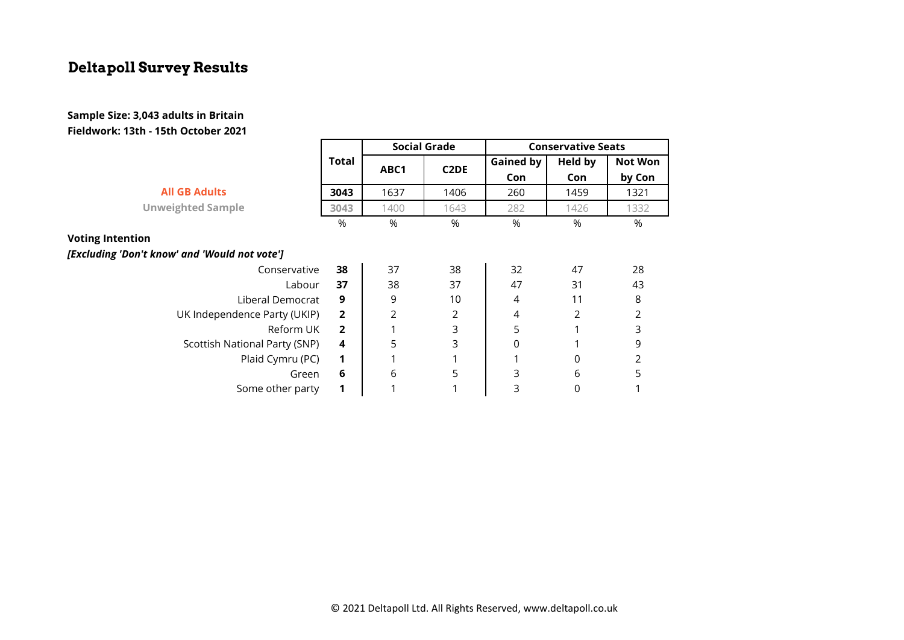# Deltapoll Survey Results

**Sample Size: 3,043 adults in Britain**
**Fieldwork: 13th - 15th October 2021**

| | Total | Social Grade | | Conservative Seats | | |
|---|---|---|---|---|---|---|
| | | ABC1 | C2DE | Gained by Con | Held by Con | Not Won by Con |
| All GB Adults | **3043** | 1637 | 1406 | 260 | 1459 | 1321 |
| Unweighted Sample | 3043 | 1400 | 1643 | 282 | 1426 | 1332 |
| | % | % | % | % | % | % |
| **Voting Intention** | | | | | | |
| ***[Excluding 'Don't know' and 'Would not vote']*** | | | | | | |
| Conservative | **38** | 37 | 38 | 32 | 47 | 28 |
| Labour | **37** | 38 | 37 | 47 | 31 | 43 |
| Liberal Democrat | **9** | 9 | 10 | 4 | 11 | 8 |
| UK Independence Party (UKIP) | **2** | 2 | 2 | 4 | 2 | 2 |
| Reform UK | **2** | 1 | 3 | 5 | 1 | 3 |
| Scottish National Party (SNP) | **4** | 5 | 3 | 0 | 1 | 9 |
| Plaid Cymru (PC) | **1** | 1 | 1 | 1 | 0 | 2 |
| Green | **6** | 6 | 5 | 3 | 6 | 5 |
| Some other party | **1** | 1 | 1 | 3 | 0 | 1 |

© 2021 Deltapoll Ltd. All Rights Reserved, www.deltapoll.co.uk